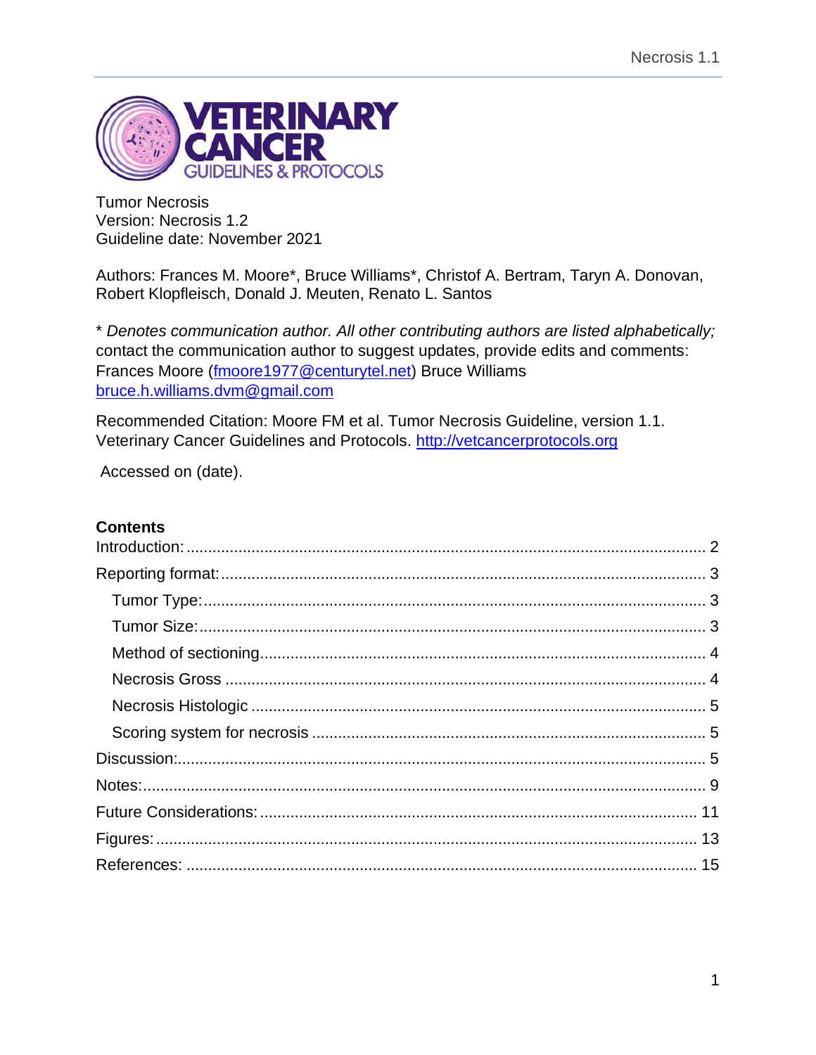Tumor Necrosis
Version: Necrosis 1.2
Guideline date: November 2021

Authors: Frances M. Moore*, Bruce Williams*, Christof A. Bertram, Taryn A. Donovan, Robert Klopfleisch, Donald J. Meuten, Renato L. Santos

*\* Denotes communication author. All other contributing authors are listed alphabetically;* contact the communication author to suggest updates, provide edits and comments: Frances Moore (fmoore1977@centurytel.net) Bruce Williams bruce.h.williams.dvm@gmail.com

Recommended Citation: Moore FM et al. Tumor Necrosis Guideline, version 1.1. Veterinary Cancer Guidelines and Protocols. http://vetcancerprotocols.org

Accessed on (date).

**Contents**

- Introduction: ........ 2
- Reporting format: ........ 3
  - Tumor Type: ........ 3
  - Tumor Size: ........ 3
  - Method of sectioning ........ 4
  - Necrosis Gross ........ 4
  - Necrosis Histologic ........ 5
  - Scoring system for necrosis ........ 5
- Discussion: ........ 5
- Notes: ........ 9
- Future Considerations: ........ 11
- Figures: ........ 13
- References: ........ 15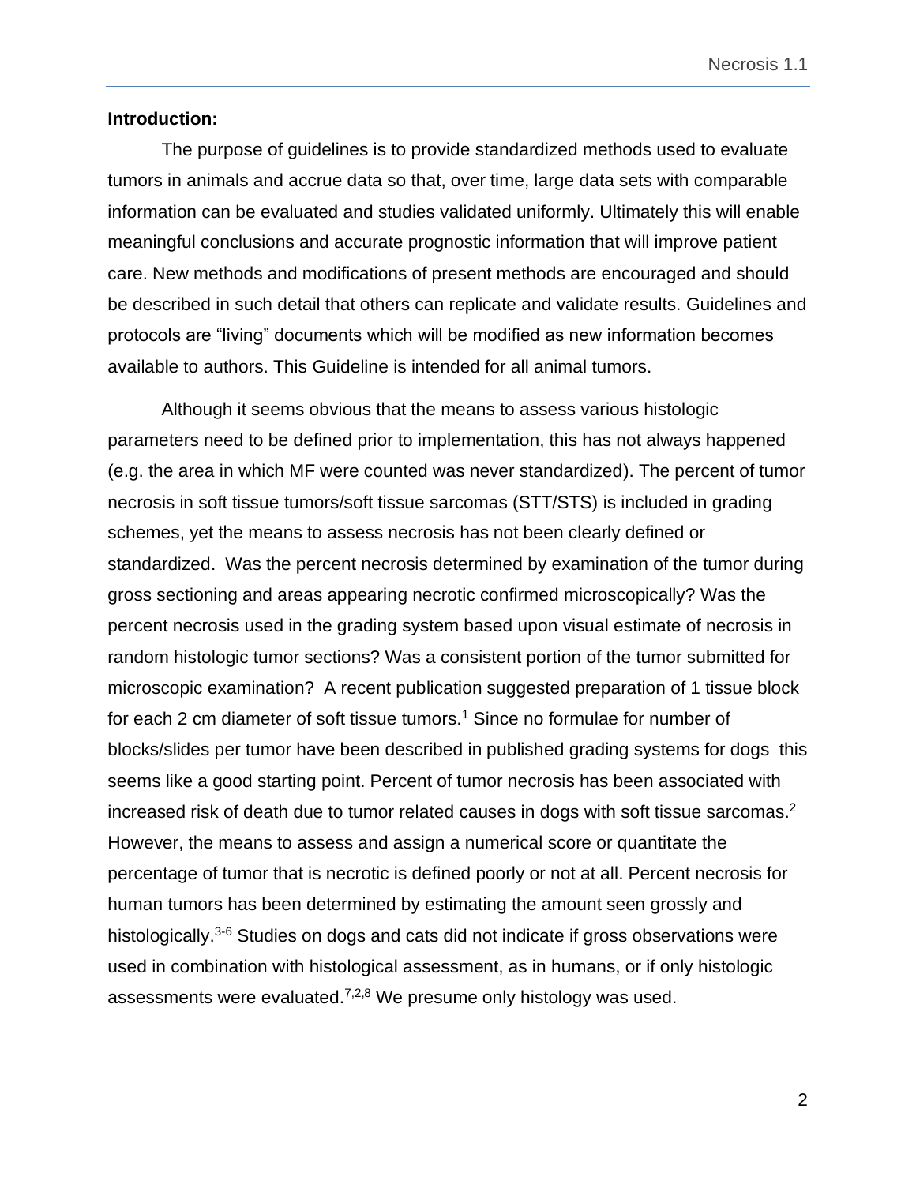**Introduction:**

The purpose of guidelines is to provide standardized methods used to evaluate tumors in animals and accrue data so that, over time, large data sets with comparable information can be evaluated and studies validated uniformly. Ultimately this will enable meaningful conclusions and accurate prognostic information that will improve patient care. New methods and modifications of present methods are encouraged and should be described in such detail that others can replicate and validate results. Guidelines and protocols are "living" documents which will be modified as new information becomes available to authors. This Guideline is intended for all animal tumors.

Although it seems obvious that the means to assess various histologic parameters need to be defined prior to implementation, this has not always happened (e.g. the area in which MF were counted was never standardized). The percent of tumor necrosis in soft tissue tumors/soft tissue sarcomas (STT/STS) is included in grading schemes, yet the means to assess necrosis has not been clearly defined or standardized. Was the percent necrosis determined by examination of the tumor during gross sectioning and areas appearing necrotic confirmed microscopically? Was the percent necrosis used in the grading system based upon visual estimate of necrosis in random histologic tumor sections? Was a consistent portion of the tumor submitted for microscopic examination? A recent publication suggested preparation of 1 tissue block for each 2 cm diameter of soft tissue tumors.[1] Since no formulae for number of blocks/slides per tumor have been described in published grading systems for dogs this seems like a good starting point. Percent of tumor necrosis has been associated with increased risk of death due to tumor related causes in dogs with soft tissue sarcomas.[2] However, the means to assess and assign a numerical score or quantitate the percentage of tumor that is necrotic is defined poorly or not at all. Percent necrosis for human tumors has been determined by estimating the amount seen grossly and histologically.[3-6] Studies on dogs and cats did not indicate if gross observations were used in combination with histological assessment, as in humans, or if only histologic assessments were evaluated.[7,2,8] We presume only histology was used.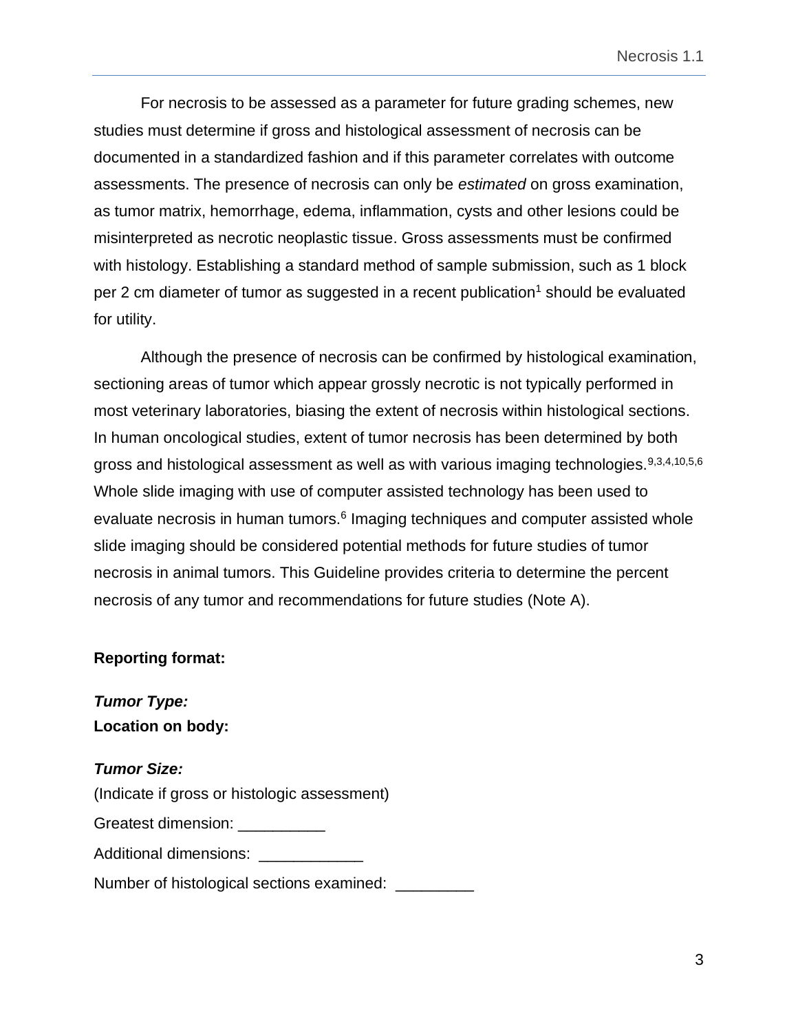For necrosis to be assessed as a parameter for future grading schemes, new studies must determine if gross and histological assessment of necrosis can be documented in a standardized fashion and if this parameter correlates with outcome assessments. The presence of necrosis can only be *estimated* on gross examination, as tumor matrix, hemorrhage, edema, inflammation, cysts and other lesions could be misinterpreted as necrotic neoplastic tissue. Gross assessments must be confirmed with histology. Establishing a standard method of sample submission, such as 1 block per 2 cm diameter of tumor as suggested in a recent publication[1] should be evaluated for utility.

Although the presence of necrosis can be confirmed by histological examination, sectioning areas of tumor which appear grossly necrotic is not typically performed in most veterinary laboratories, biasing the extent of necrosis within histological sections. In human oncological studies, extent of tumor necrosis has been determined by both gross and histological assessment as well as with various imaging technologies.[9,3,4,10,5,6] Whole slide imaging with use of computer assisted technology has been used to evaluate necrosis in human tumors.[6] Imaging techniques and computer assisted whole slide imaging should be considered potential methods for future studies of tumor necrosis in animal tumors. This Guideline provides criteria to determine the percent necrosis of any tumor and recommendations for future studies (Note A).

**Reporting format:**

***Tumor Type:***
**Location on body:**

***Tumor Size:***
(Indicate if gross or histologic assessment)

Greatest dimension: __________

Additional dimensions: ____________

Number of histological sections examined: _________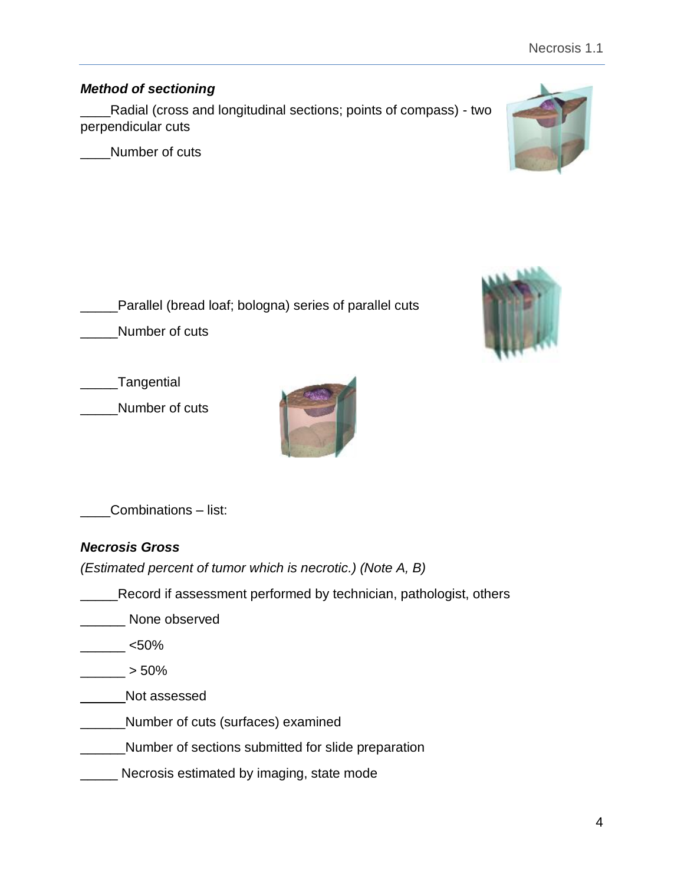***Method of sectioning***

____Radial (cross and longitudinal sections; points of compass) - two perpendicular cuts

____Number of cuts

_____Parallel (bread loaf; bologna) series of parallel cuts

_____Number of cuts

_____Tangential

_____Number of cuts

____Combinations – list:

***Necrosis Gross***

*(Estimated percent of tumor which is necrotic.) (Note A, B)*

_____Record if assessment performed by technician, pathologist, others

______ None observed

______ <50%

______ > 50%

______Not assessed

______Number of cuts (surfaces) examined

______Number of sections submitted for slide preparation

_____ Necrosis estimated by imaging, state mode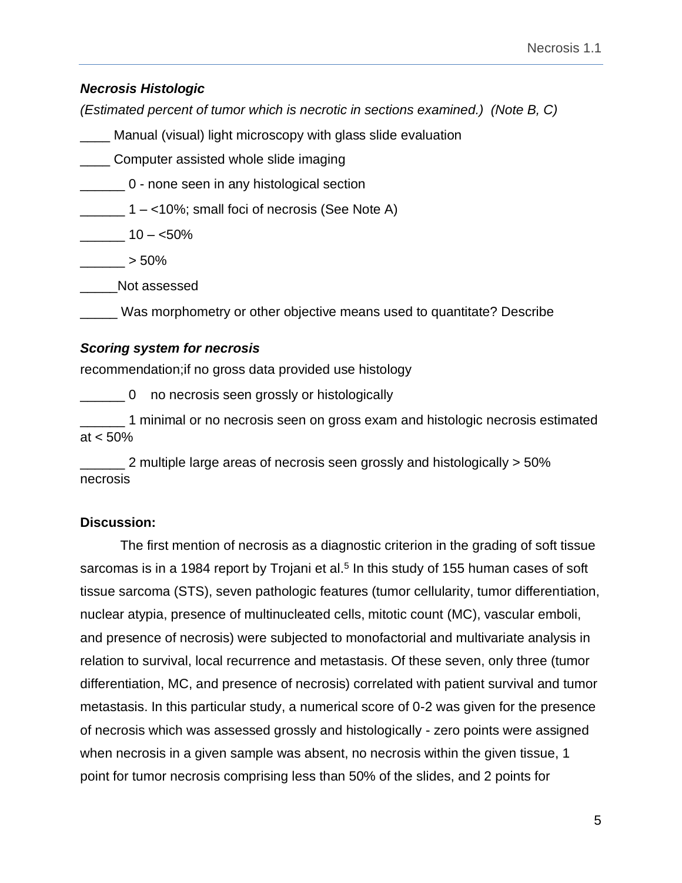***Necrosis Histologic***

*(Estimated percent of tumor which is necrotic in sections examined.) (Note B, C)*

____ Manual (visual) light microscopy with glass slide evaluation

____ Computer assisted whole slide imaging

______ 0 - none seen in any histological section

______ 1 – <10%; small foci of necrosis (See Note A)

______ 10 – <50%

______ > 50%

_____Not assessed

_____ Was morphometry or other objective means used to quantitate? Describe

***Scoring system for necrosis***

recommendation;if no gross data provided use histology

______ 0 no necrosis seen grossly or histologically

______ 1 minimal or no necrosis seen on gross exam and histologic necrosis estimated at < 50%

______ 2 multiple large areas of necrosis seen grossly and histologically > 50% necrosis

**Discussion:**

The first mention of necrosis as a diagnostic criterion in the grading of soft tissue sarcomas is in a 1984 report by Trojani et al.[5] In this study of 155 human cases of soft tissue sarcoma (STS), seven pathologic features (tumor cellularity, tumor differentiation, nuclear atypia, presence of multinucleated cells, mitotic count (MC), vascular emboli, and presence of necrosis) were subjected to monofactorial and multivariate analysis in relation to survival, local recurrence and metastasis. Of these seven, only three (tumor differentiation, MC, and presence of necrosis) correlated with patient survival and tumor metastasis. In this particular study, a numerical score of 0-2 was given for the presence of necrosis which was assessed grossly and histologically - zero points were assigned when necrosis in a given sample was absent, no necrosis within the given tissue, 1 point for tumor necrosis comprising less than 50% of the slides, and 2 points for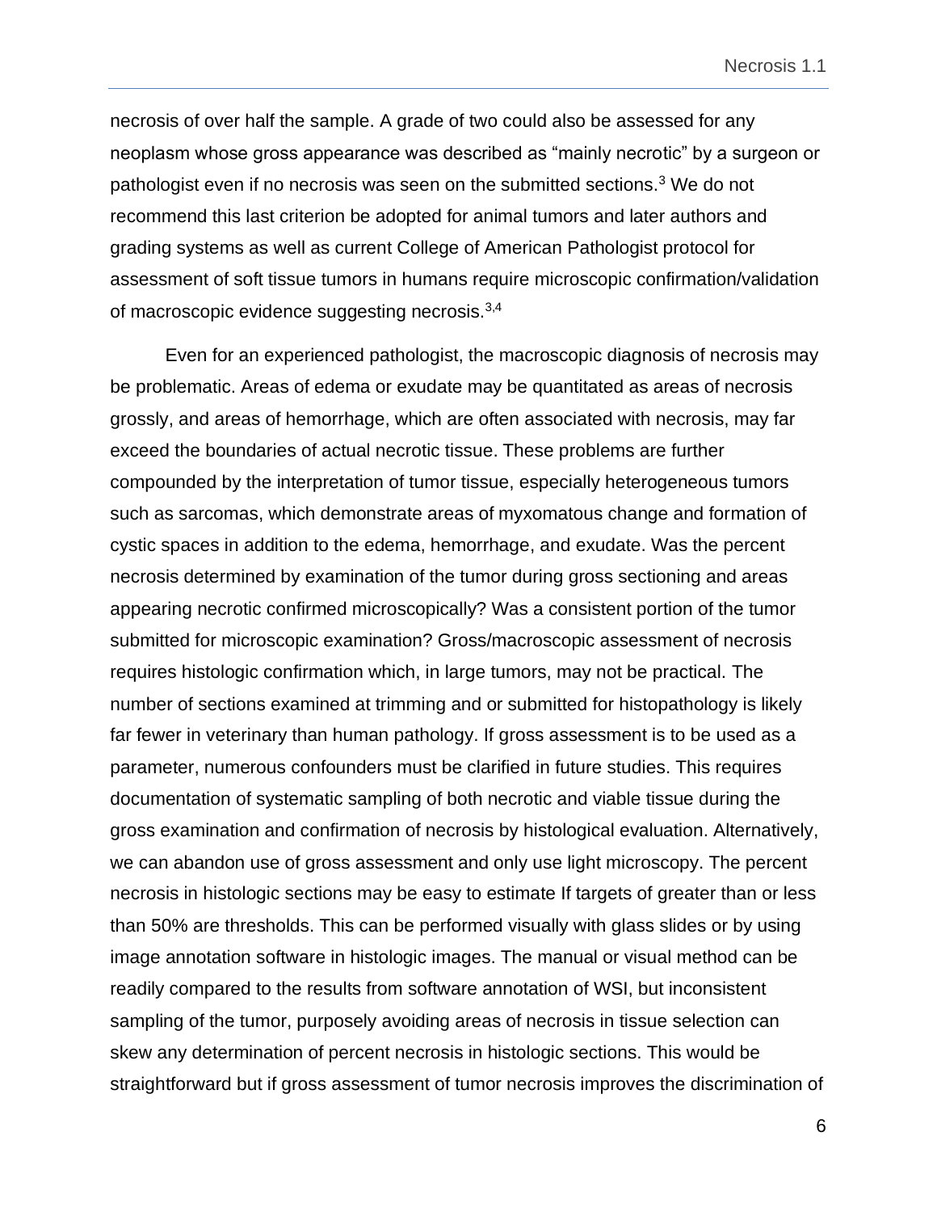necrosis of over half the sample. A grade of two could also be assessed for any neoplasm whose gross appearance was described as "mainly necrotic" by a surgeon or pathologist even if no necrosis was seen on the submitted sections.[3] We do not recommend this last criterion be adopted for animal tumors and later authors and grading systems as well as current College of American Pathologist protocol for assessment of soft tissue tumors in humans require microscopic confirmation/validation of macroscopic evidence suggesting necrosis.[3,4]

Even for an experienced pathologist, the macroscopic diagnosis of necrosis may be problematic. Areas of edema or exudate may be quantitated as areas of necrosis grossly, and areas of hemorrhage, which are often associated with necrosis, may far exceed the boundaries of actual necrotic tissue. These problems are further compounded by the interpretation of tumor tissue, especially heterogeneous tumors such as sarcomas, which demonstrate areas of myxomatous change and formation of cystic spaces in addition to the edema, hemorrhage, and exudate. Was the percent necrosis determined by examination of the tumor during gross sectioning and areas appearing necrotic confirmed microscopically? Was a consistent portion of the tumor submitted for microscopic examination? Gross/macroscopic assessment of necrosis requires histologic confirmation which, in large tumors, may not be practical. The number of sections examined at trimming and or submitted for histopathology is likely far fewer in veterinary than human pathology. If gross assessment is to be used as a parameter, numerous confounders must be clarified in future studies. This requires documentation of systematic sampling of both necrotic and viable tissue during the gross examination and confirmation of necrosis by histological evaluation. Alternatively, we can abandon use of gross assessment and only use light microscopy. The percent necrosis in histologic sections may be easy to estimate If targets of greater than or less than 50% are thresholds. This can be performed visually with glass slides or by using image annotation software in histologic images. The manual or visual method can be readily compared to the results from software annotation of WSI, but inconsistent sampling of the tumor, purposely avoiding areas of necrosis in tissue selection can skew any determination of percent necrosis in histologic sections. This would be straightforward but if gross assessment of tumor necrosis improves the discrimination of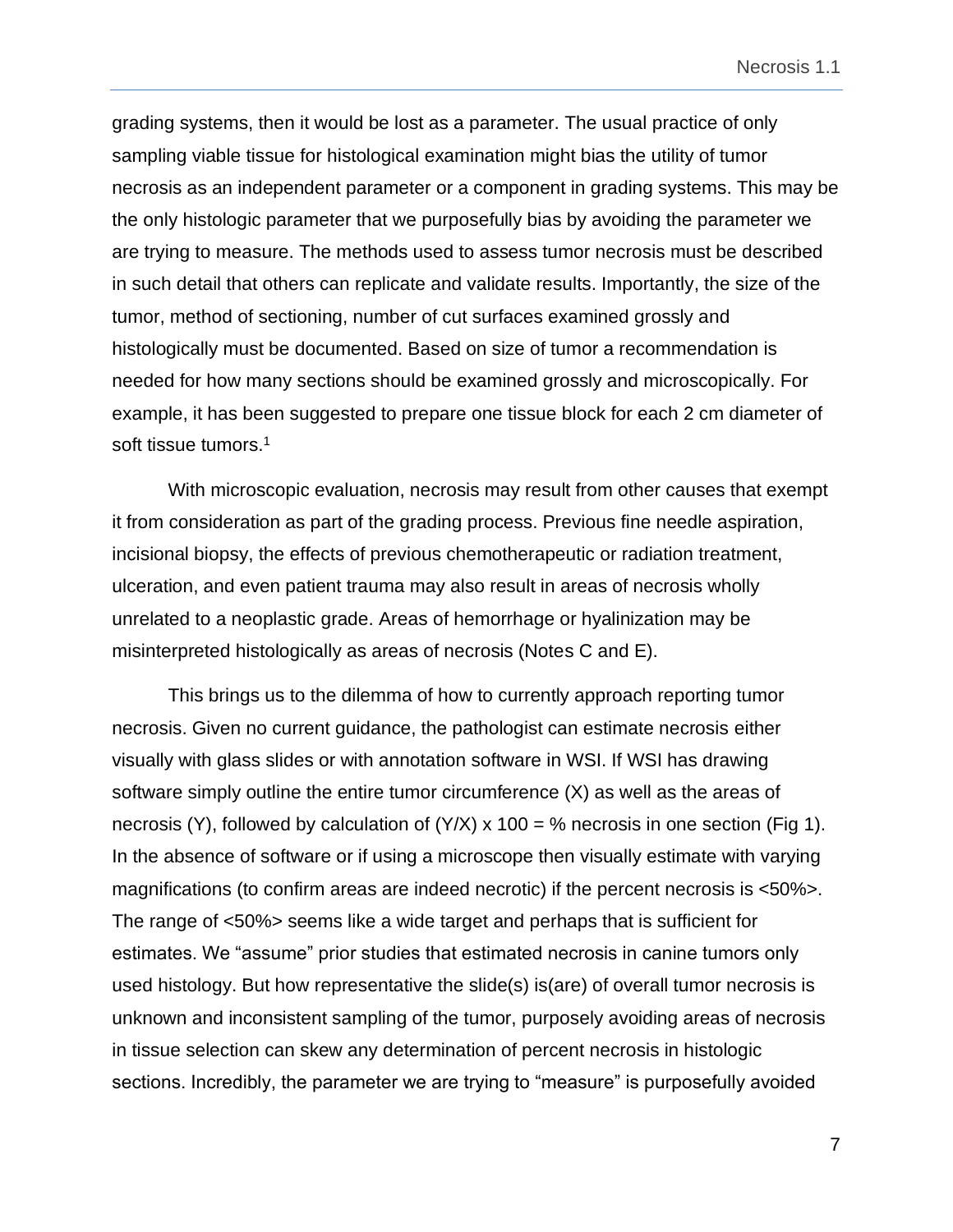grading systems, then it would be lost as a parameter. The usual practice of only sampling viable tissue for histological examination might bias the utility of tumor necrosis as an independent parameter or a component in grading systems. This may be the only histologic parameter that we purposefully bias by avoiding the parameter we are trying to measure. The methods used to assess tumor necrosis must be described in such detail that others can replicate and validate results. Importantly, the size of the tumor, method of sectioning, number of cut surfaces examined grossly and histologically must be documented. Based on size of tumor a recommendation is needed for how many sections should be examined grossly and microscopically. For example, it has been suggested to prepare one tissue block for each 2 cm diameter of soft tissue tumors.[1]

With microscopic evaluation, necrosis may result from other causes that exempt it from consideration as part of the grading process. Previous fine needle aspiration, incisional biopsy, the effects of previous chemotherapeutic or radiation treatment, ulceration, and even patient trauma may also result in areas of necrosis wholly unrelated to a neoplastic grade. Areas of hemorrhage or hyalinization may be misinterpreted histologically as areas of necrosis (Notes C and E).

This brings us to the dilemma of how to currently approach reporting tumor necrosis. Given no current guidance, the pathologist can estimate necrosis either visually with glass slides or with annotation software in WSI. If WSI has drawing software simply outline the entire tumor circumference (X) as well as the areas of necrosis (Y), followed by calculation of (Y/X) x 100 = % necrosis in one section (Fig 1). In the absence of software or if using a microscope then visually estimate with varying magnifications (to confirm areas are indeed necrotic) if the percent necrosis is <50%>. The range of <50%> seems like a wide target and perhaps that is sufficient for estimates. We "assume" prior studies that estimated necrosis in canine tumors only used histology. But how representative the slide(s) is(are) of overall tumor necrosis is unknown and inconsistent sampling of the tumor, purposely avoiding areas of necrosis in tissue selection can skew any determination of percent necrosis in histologic sections. Incredibly, the parameter we are trying to "measure" is purposefully avoided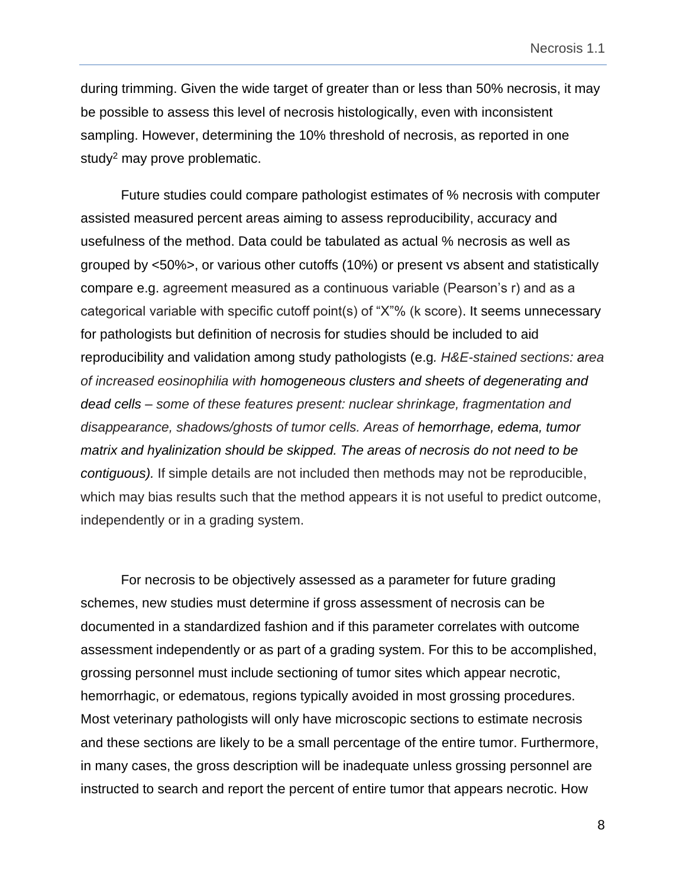during trimming. Given the wide target of greater than or less than 50% necrosis, it may be possible to assess this level of necrosis histologically, even with inconsistent sampling. However, determining the 10% threshold of necrosis, as reported in one study[2] may prove problematic.

Future studies could compare pathologist estimates of % necrosis with computer assisted measured percent areas aiming to assess reproducibility, accuracy and usefulness of the method. Data could be tabulated as actual % necrosis as well as grouped by <50%>, or various other cutoffs (10%) or present vs absent and statistically compare e.g. agreement measured as a continuous variable (Pearson's r) and as a categorical variable with specific cutoff point(s) of "X"% (k score). It seems unnecessary for pathologists but definition of necrosis for studies should be included to aid reproducibility and validation among study pathologists (e.g*. H&E-stained sections: area of increased eosinophilia with homogeneous clusters and sheets of degenerating and dead cells – some of these features present: nuclear shrinkage, fragmentation and disappearance, shadows/ghosts of tumor cells. Areas of hemorrhage, edema, tumor matrix and hyalinization should be skipped. The areas of necrosis do not need to be contiguous).* If simple details are not included then methods may not be reproducible, which may bias results such that the method appears it is not useful to predict outcome, independently or in a grading system.

For necrosis to be objectively assessed as a parameter for future grading schemes, new studies must determine if gross assessment of necrosis can be documented in a standardized fashion and if this parameter correlates with outcome assessment independently or as part of a grading system. For this to be accomplished, grossing personnel must include sectioning of tumor sites which appear necrotic, hemorrhagic, or edematous, regions typically avoided in most grossing procedures. Most veterinary pathologists will only have microscopic sections to estimate necrosis and these sections are likely to be a small percentage of the entire tumor. Furthermore, in many cases, the gross description will be inadequate unless grossing personnel are instructed to search and report the percent of entire tumor that appears necrotic. How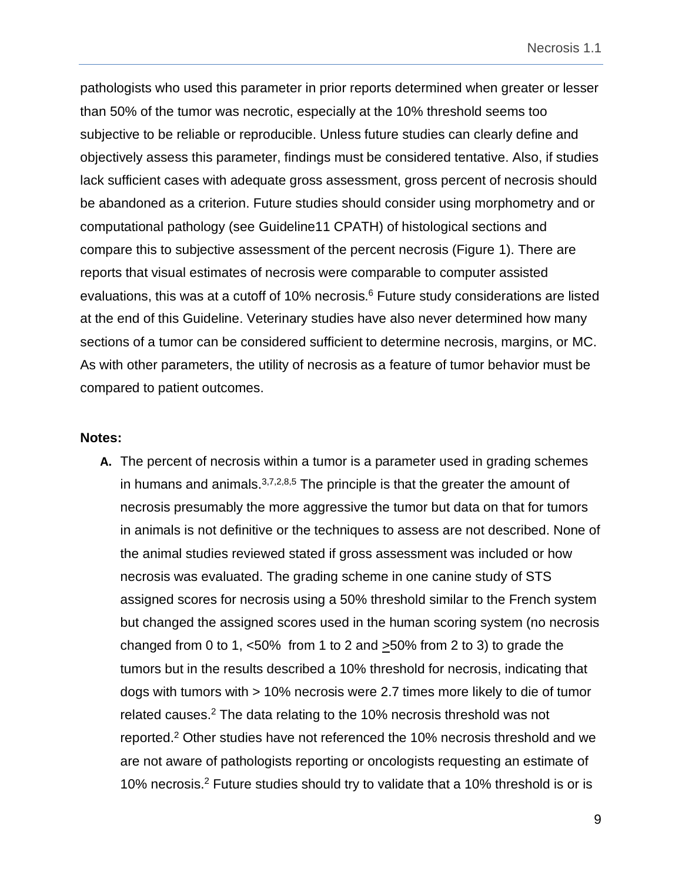pathologists who used this parameter in prior reports determined when greater or lesser than 50% of the tumor was necrotic, especially at the 10% threshold seems too subjective to be reliable or reproducible. Unless future studies can clearly define and objectively assess this parameter, findings must be considered tentative. Also, if studies lack sufficient cases with adequate gross assessment, gross percent of necrosis should be abandoned as a criterion. Future studies should consider using morphometry and or computational pathology (see Guideline11 CPATH) of histological sections and compare this to subjective assessment of the percent necrosis (Figure 1). There are reports that visual estimates of necrosis were comparable to computer assisted evaluations, this was at a cutoff of 10% necrosis.[6] Future study considerations are listed at the end of this Guideline. Veterinary studies have also never determined how many sections of a tumor can be considered sufficient to determine necrosis, margins, or MC. As with other parameters, the utility of necrosis as a feature of tumor behavior must be compared to patient outcomes.

**Notes:**

**A.** The percent of necrosis within a tumor is a parameter used in grading schemes in humans and animals.[3,7,2,8,5] The principle is that the greater the amount of necrosis presumably the more aggressive the tumor but data on that for tumors in animals is not definitive or the techniques to assess are not described. None of the animal studies reviewed stated if gross assessment was included or how necrosis was evaluated. The grading scheme in one canine study of STS assigned scores for necrosis using a 50% threshold similar to the French system but changed the assigned scores used in the human scoring system (no necrosis changed from 0 to 1, <50% from 1 to 2 and ≥50% from 2 to 3) to grade the tumors but in the results described a 10% threshold for necrosis, indicating that dogs with tumors with > 10% necrosis were 2.7 times more likely to die of tumor related causes.[2] The data relating to the 10% necrosis threshold was not reported.[2] Other studies have not referenced the 10% necrosis threshold and we are not aware of pathologists reporting or oncologists requesting an estimate of 10% necrosis.[2] Future studies should try to validate that a 10% threshold is or is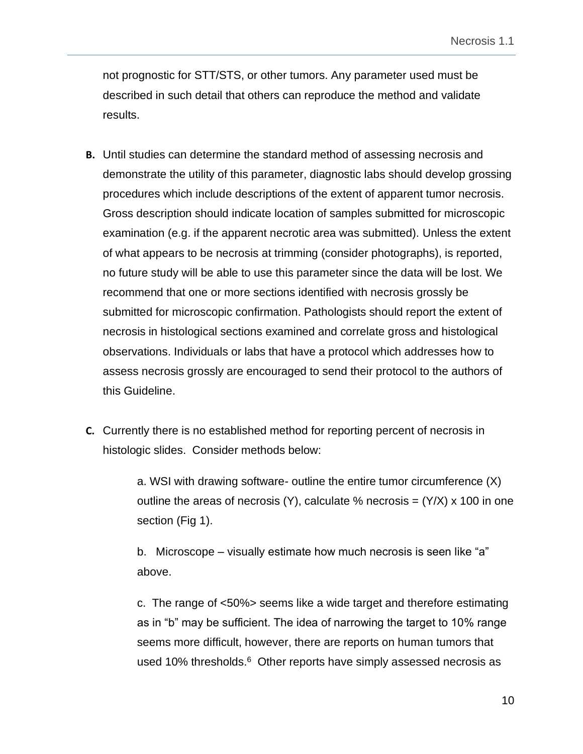not prognostic for STT/STS, or other tumors. Any parameter used must be described in such detail that others can reproduce the method and validate results.

**B.** Until studies can determine the standard method of assessing necrosis and demonstrate the utility of this parameter, diagnostic labs should develop grossing procedures which include descriptions of the extent of apparent tumor necrosis. Gross description should indicate location of samples submitted for microscopic examination (e.g. if the apparent necrotic area was submitted). Unless the extent of what appears to be necrosis at trimming (consider photographs), is reported, no future study will be able to use this parameter since the data will be lost. We recommend that one or more sections identified with necrosis grossly be submitted for microscopic confirmation. Pathologists should report the extent of necrosis in histological sections examined and correlate gross and histological observations. Individuals or labs that have a protocol which addresses how to assess necrosis grossly are encouraged to send their protocol to the authors of this Guideline.

**C.** Currently there is no established method for reporting percent of necrosis in histologic slides. Consider methods below:

a. WSI with drawing software- outline the entire tumor circumference (X) outline the areas of necrosis (Y), calculate % necrosis = $(Y/X) \times 100$ in one section (Fig 1).

b. Microscope – visually estimate how much necrosis is seen like "a" above.

c. The range of <50%> seems like a wide target and therefore estimating as in "b" may be sufficient. The idea of narrowing the target to 10% range seems more difficult, however, there are reports on human tumors that used 10% thresholds.[6] Other reports have simply assessed necrosis as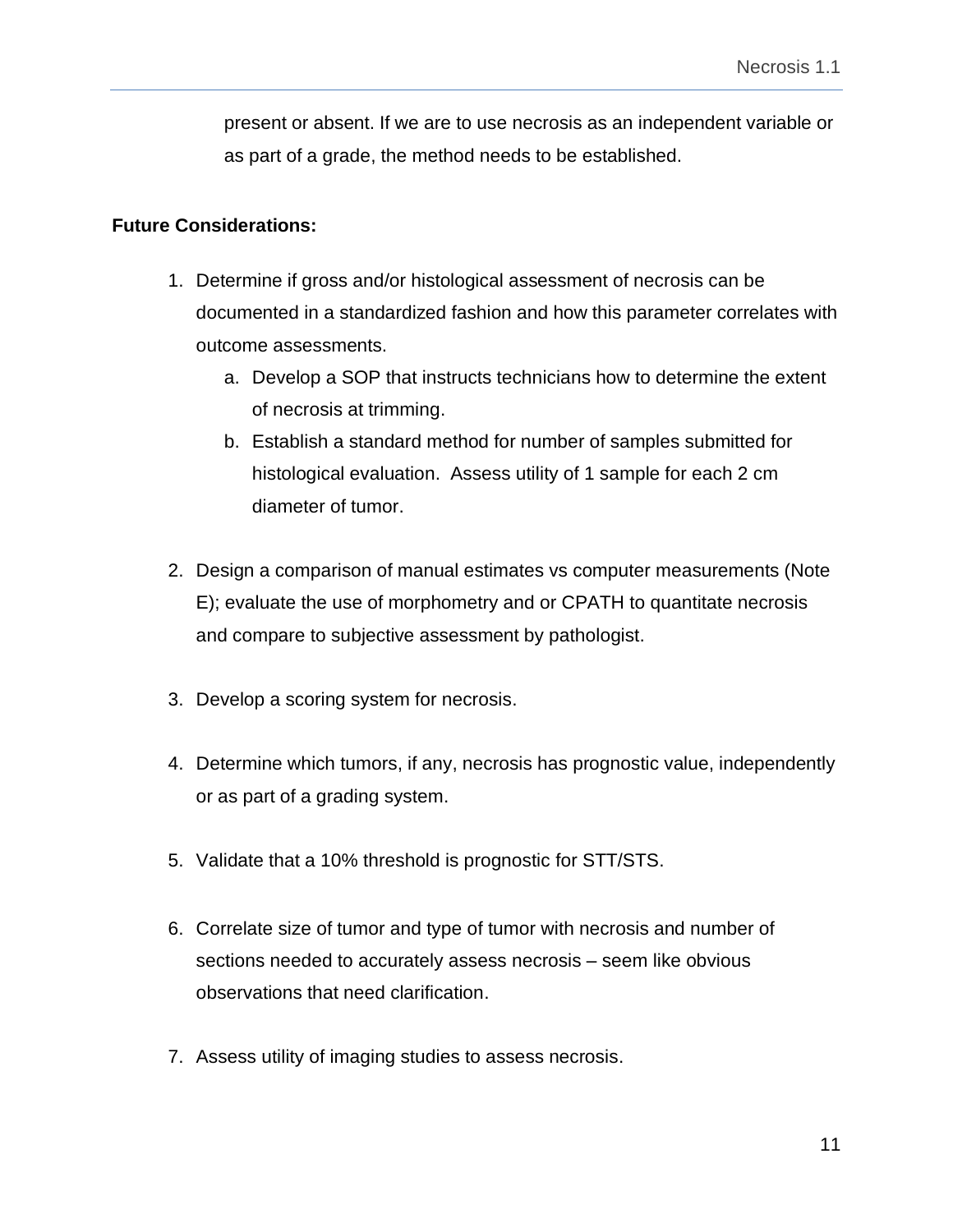present or absent. If we are to use necrosis as an independent variable or as part of a grade, the method needs to be established.

**Future Considerations:**

1. Determine if gross and/or histological assessment of necrosis can be documented in a standardized fashion and how this parameter correlates with outcome assessments.
    a. Develop a SOP that instructs technicians how to determine the extent of necrosis at trimming.
    b. Establish a standard method for number of samples submitted for histological evaluation. Assess utility of 1 sample for each 2 cm diameter of tumor.

2. Design a comparison of manual estimates vs computer measurements (Note E); evaluate the use of morphometry and or CPATH to quantitate necrosis and compare to subjective assessment by pathologist.

3. Develop a scoring system for necrosis.

4. Determine which tumors, if any, necrosis has prognostic value, independently or as part of a grading system.

5. Validate that a 10% threshold is prognostic for STT/STS.

6. Correlate size of tumor and type of tumor with necrosis and number of sections needed to accurately assess necrosis – seem like obvious observations that need clarification.

7. Assess utility of imaging studies to assess necrosis.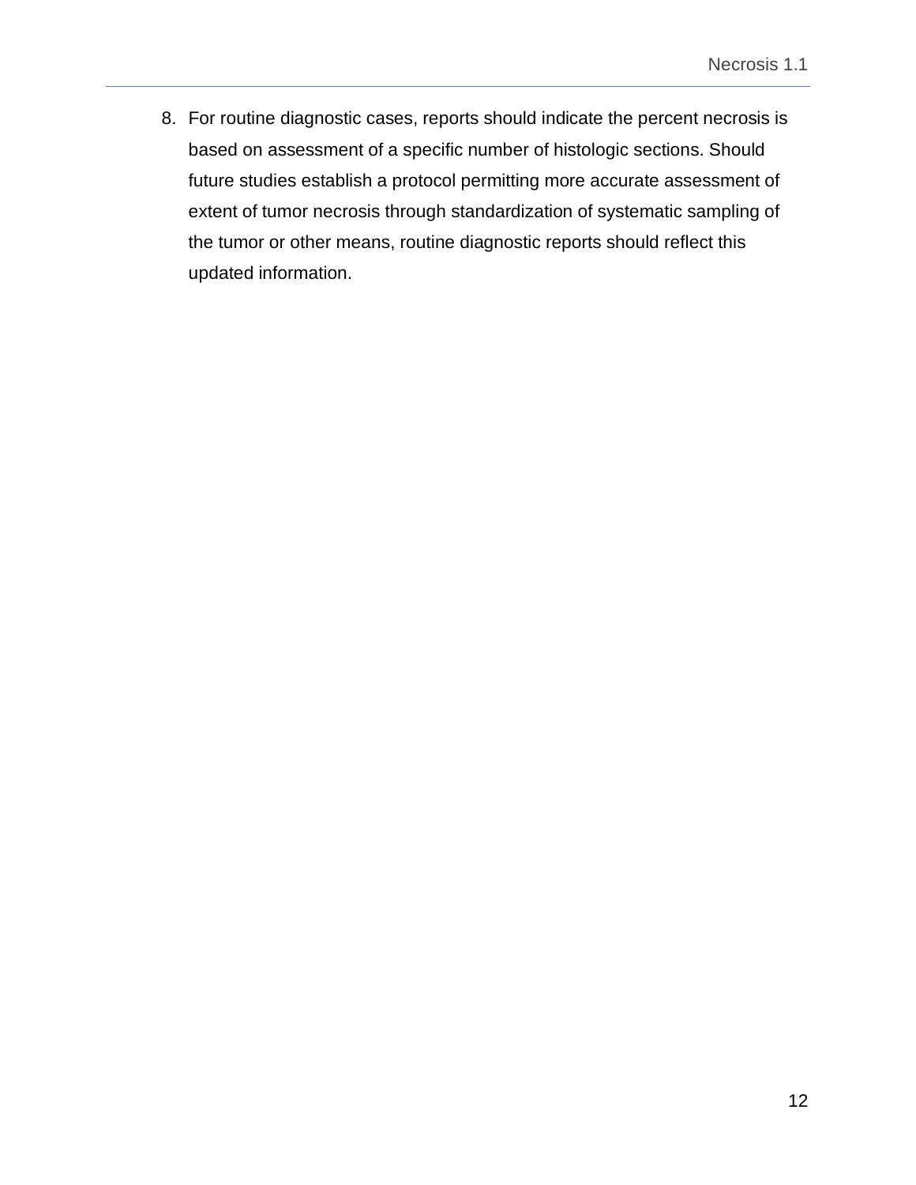8. For routine diagnostic cases, reports should indicate the percent necrosis is based on assessment of a specific number of histologic sections. Should future studies establish a protocol permitting more accurate assessment of extent of tumor necrosis through standardization of systematic sampling of the tumor or other means, routine diagnostic reports should reflect this updated information.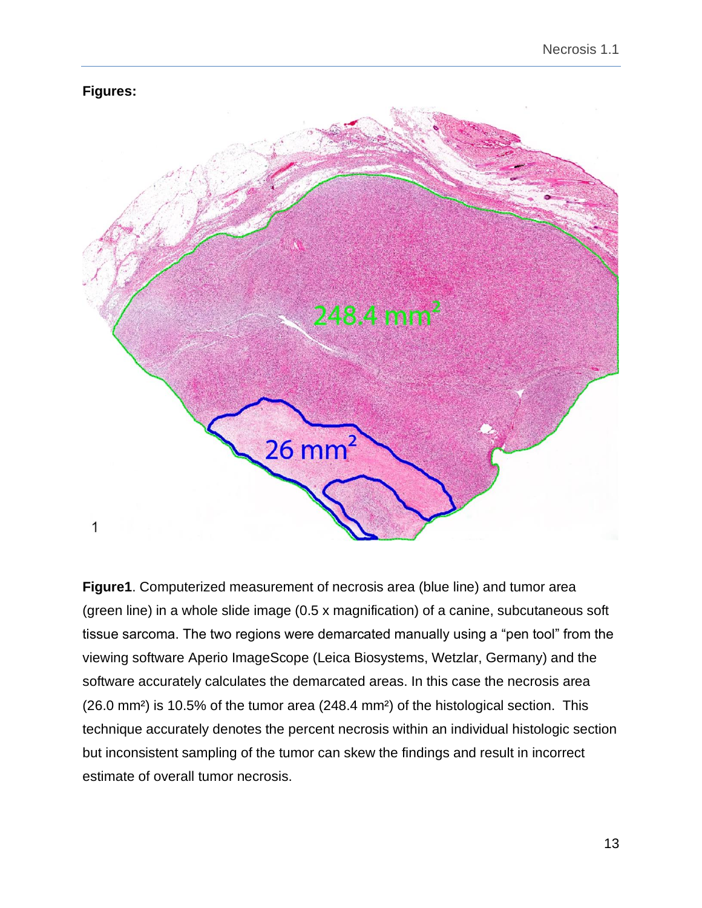**Figures:**

248.4 mm²

26 mm²

1

**Figure1**. Computerized measurement of necrosis area (blue line) and tumor area (green line) in a whole slide image (0.5 x magnification) of a canine, subcutaneous soft tissue sarcoma. The two regions were demarcated manually using a "pen tool" from the viewing software Aperio ImageScope (Leica Biosystems, Wetzlar, Germany) and the software accurately calculates the demarcated areas. In this case the necrosis area (26.0 mm²) is 10.5% of the tumor area (248.4 mm²) of the histological section. This technique accurately denotes the percent necrosis within an individual histologic section but inconsistent sampling of the tumor can skew the findings and result in incorrect estimate of overall tumor necrosis.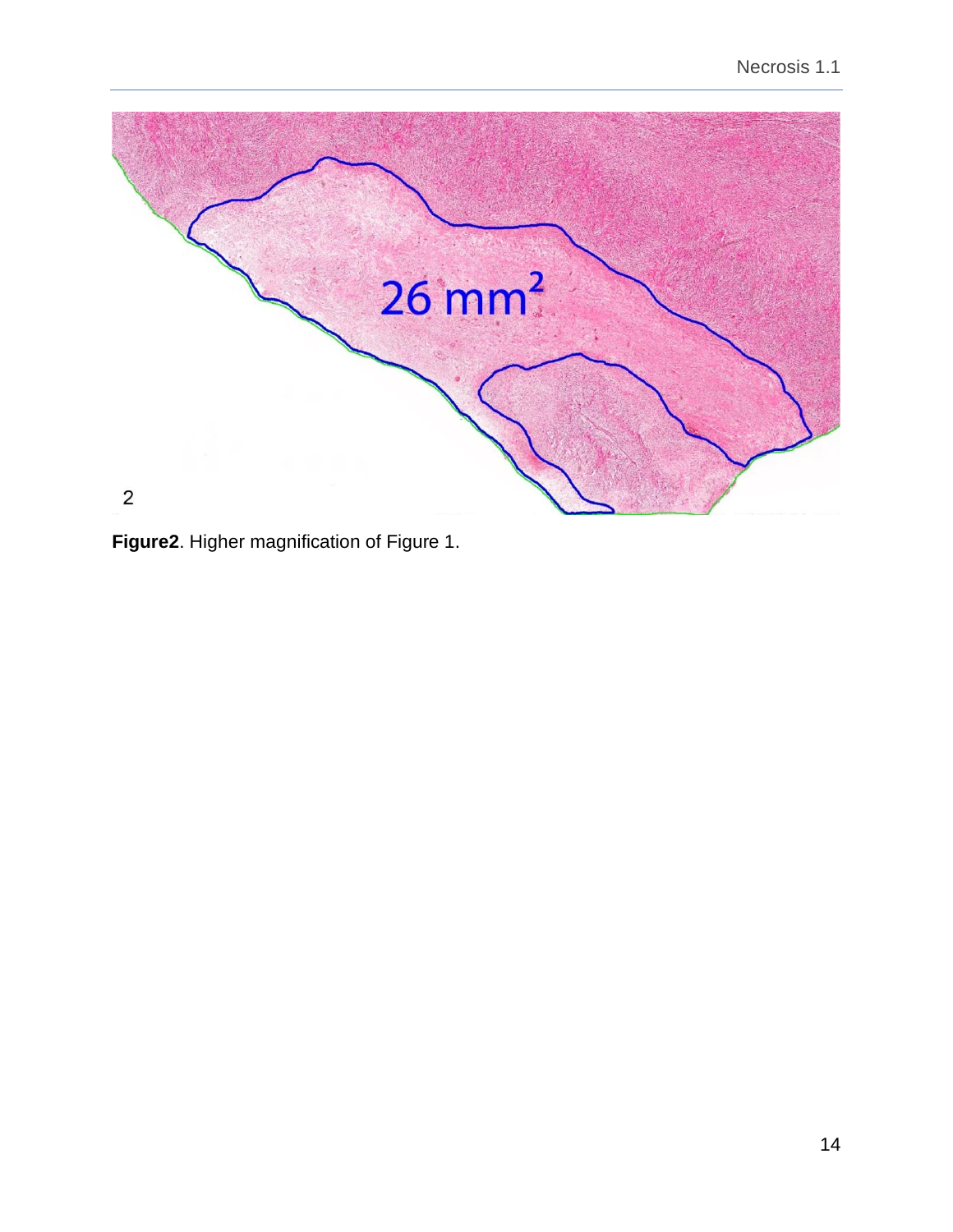26 mm²

2

**Figure2**. Higher magnification of Figure 1.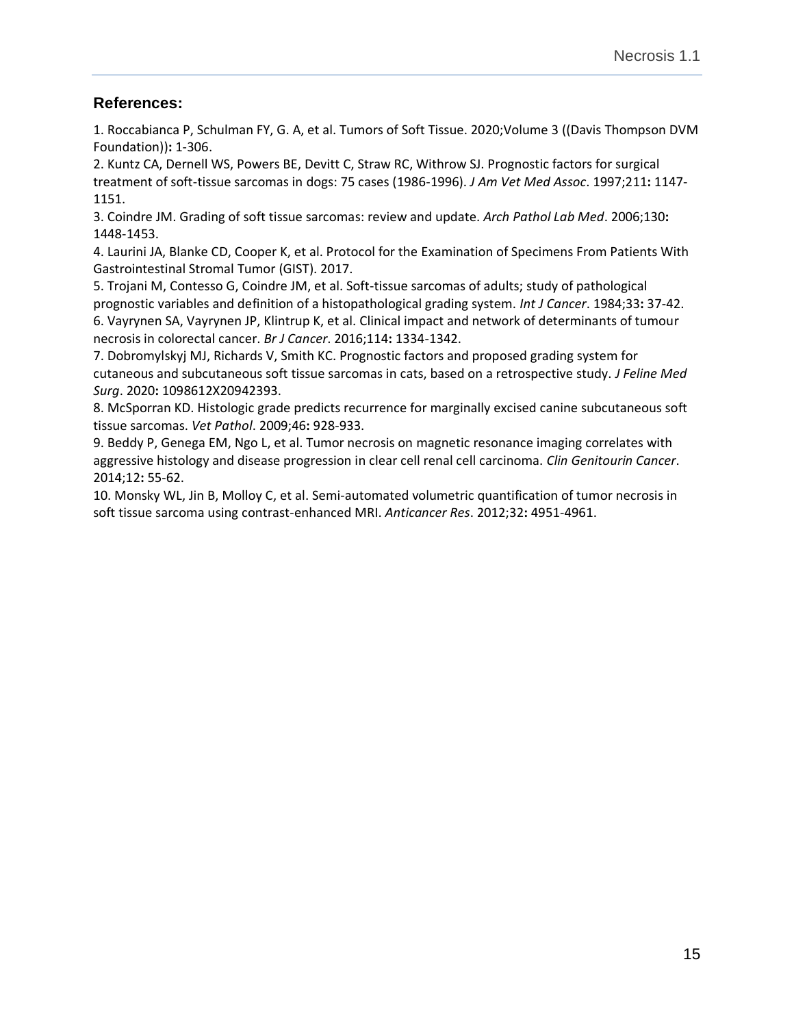## References:

1. Roccabianca P, Schulman FY, G. A, et al. Tumors of Soft Tissue. 2020;Volume 3 ((Davis Thompson DVM Foundation))**:** 1-306.
2. Kuntz CA, Dernell WS, Powers BE, Devitt C, Straw RC, Withrow SJ. Prognostic factors for surgical treatment of soft-tissue sarcomas in dogs: 75 cases (1986-1996). *J Am Vet Med Assoc*. 1997;211**:** 1147-1151.
3. Coindre JM. Grading of soft tissue sarcomas: review and update. *Arch Pathol Lab Med*. 2006;130**:** 1448-1453.
4. Laurini JA, Blanke CD, Cooper K, et al. Protocol for the Examination of Specimens From Patients With Gastrointestinal Stromal Tumor (GIST). 2017.
5. Trojani M, Contesso G, Coindre JM, et al. Soft-tissue sarcomas of adults; study of pathological prognostic variables and definition of a histopathological grading system. *Int J Cancer*. 1984;33**:** 37-42.
6. Vayrynen SA, Vayrynen JP, Klintrup K, et al. Clinical impact and network of determinants of tumour necrosis in colorectal cancer. *Br J Cancer*. 2016;114**:** 1334-1342.
7. Dobromylskyj MJ, Richards V, Smith KC. Prognostic factors and proposed grading system for cutaneous and subcutaneous soft tissue sarcomas in cats, based on a retrospective study. *J Feline Med Surg*. 2020**:** 1098612X20942393.
8. McSporran KD. Histologic grade predicts recurrence for marginally excised canine subcutaneous soft tissue sarcomas. *Vet Pathol*. 2009;46**:** 928-933.
9. Beddy P, Genega EM, Ngo L, et al. Tumor necrosis on magnetic resonance imaging correlates with aggressive histology and disease progression in clear cell renal cell carcinoma. *Clin Genitourin Cancer*. 2014;12**:** 55-62.
10. Monsky WL, Jin B, Molloy C, et al. Semi-automated volumetric quantification of tumor necrosis in soft tissue sarcoma using contrast-enhanced MRI. *Anticancer Res*. 2012;32**:** 4951-4961.